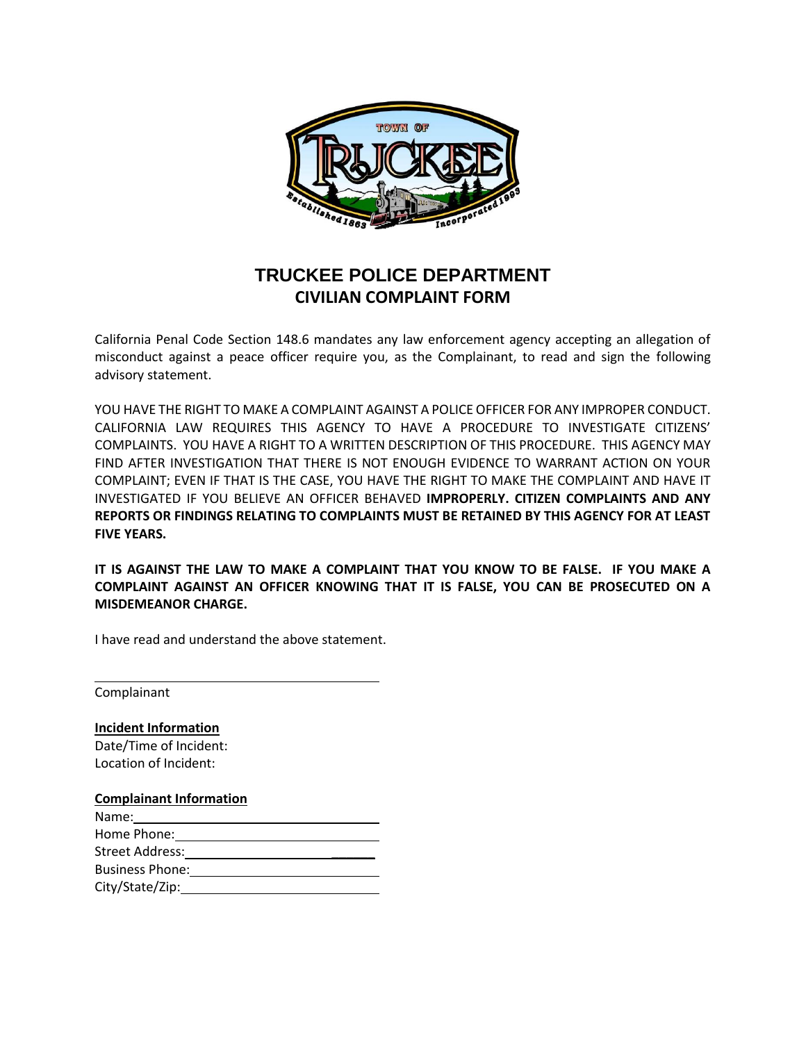# TRUCKEE POLICE DEPARTMENT
## CIVILIAN COMPLAINT FORM

California Penal Code Section 148.6 mandates any law enforcement agency accepting an allegation of misconduct against a peace officer require you, as the Complainant, to read and sign the following advisory statement.

YOU HAVE THE RIGHT TO MAKE A COMPLAINT AGAINST A POLICE OFFICER FOR ANY IMPROPER CONDUCT. CALIFORNIA LAW REQUIRES THIS AGENCY TO HAVE A PROCEDURE TO INVESTIGATE CITIZENS' COMPLAINTS. YOU HAVE A RIGHT TO A WRITTEN DESCRIPTION OF THIS PROCEDURE. THIS AGENCY MAY FIND AFTER INVESTIGATION THAT THERE IS NOT ENOUGH EVIDENCE TO WARRANT ACTION ON YOUR COMPLAINT; EVEN IF THAT IS THE CASE, YOU HAVE THE RIGHT TO MAKE THE COMPLAINT AND HAVE IT INVESTIGATED IF YOU BELIEVE AN OFFICER BEHAVED **IMPROPERLY. CITIZEN COMPLAINTS AND ANY REPORTS OR FINDINGS RELATING TO COMPLAINTS MUST BE RETAINED BY THIS AGENCY FOR AT LEAST FIVE YEARS.**

**IT IS AGAINST THE LAW TO MAKE A COMPLAINT THAT YOU KNOW TO BE FALSE. IF YOU MAKE A COMPLAINT AGAINST AN OFFICER KNOWING THAT IT IS FALSE, YOU CAN BE PROSECUTED ON A MISDEMEANOR CHARGE.**

I have read and understand the above statement.

______________________________
Complainant

**Incident Information**

Date/Time of Incident:
Location of Incident:

**Complainant Information**

Name: ______________________________
Home Phone: ______________________________
Street Address: ______________________________
Business Phone: ______________________________
City/State/Zip: ______________________________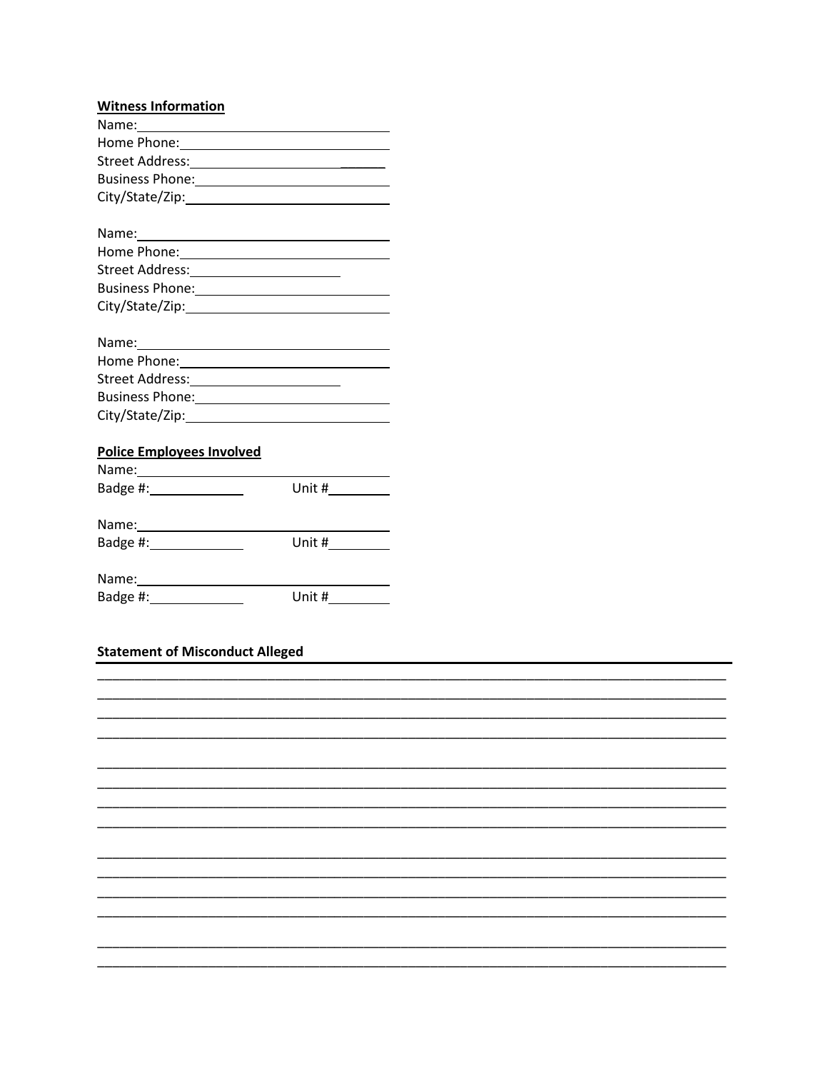**Witness Information**

Name:\_\_\_\_\_\_\_\_\_\_\_\_\_\_\_\_\_\_\_\_\_\_\_\_\_\_\_\_\_\_\_\_\_\_\_\_
Home Phone:\_\_\_\_\_\_\_\_\_\_\_\_\_\_\_\_\_\_\_\_\_\_\_\_\_\_\_\_\_\_
Street Address:\_\_\_\_\_\_\_\_\_\_\_\_\_\_\_\_\_\_\_\_\_\_\_\_\_\_\_\_
Business Phone:\_\_\_\_\_\_\_\_\_\_\_\_\_\_\_\_\_\_\_\_\_\_\_\_\_\_\_
City/State/Zip:\_\_\_\_\_\_\_\_\_\_\_\_\_\_\_\_\_\_\_\_\_\_\_\_\_\_\_\_

Name:\_\_\_\_\_\_\_\_\_\_\_\_\_\_\_\_\_\_\_\_\_\_\_\_\_\_\_\_\_\_\_\_\_\_\_\_
Home Phone:\_\_\_\_\_\_\_\_\_\_\_\_\_\_\_\_\_\_\_\_\_\_\_\_\_\_\_\_\_\_
Street Address:\_\_\_\_\_\_\_\_\_\_\_\_\_\_\_\_\_\_\_\_\_\_
Business Phone:\_\_\_\_\_\_\_\_\_\_\_\_\_\_\_\_\_\_\_\_\_\_\_\_\_\_\_
City/State/Zip:\_\_\_\_\_\_\_\_\_\_\_\_\_\_\_\_\_\_\_\_\_\_\_\_\_\_\_\_

Name:\_\_\_\_\_\_\_\_\_\_\_\_\_\_\_\_\_\_\_\_\_\_\_\_\_\_\_\_\_\_\_\_\_\_\_\_
Home Phone:\_\_\_\_\_\_\_\_\_\_\_\_\_\_\_\_\_\_\_\_\_\_\_\_\_\_\_\_\_\_
Street Address:\_\_\_\_\_\_\_\_\_\_\_\_\_\_\_\_\_\_\_\_\_\_
Business Phone:\_\_\_\_\_\_\_\_\_\_\_\_\_\_\_\_\_\_\_\_\_\_\_\_\_\_\_
City/State/Zip:\_\_\_\_\_\_\_\_\_\_\_\_\_\_\_\_\_\_\_\_\_\_\_\_\_\_\_\_

**Police Employees Involved**

Name:\_\_\_\_\_\_\_\_\_\_\_\_\_\_\_\_\_\_\_\_\_\_\_\_\_\_\_\_\_\_\_\_\_\_\_\_
Badge #:\_\_\_\_\_\_\_\_\_\_\_\_\_ Unit #\_\_\_\_\_\_\_\_\_

Name:\_\_\_\_\_\_\_\_\_\_\_\_\_\_\_\_\_\_\_\_\_\_\_\_\_\_\_\_\_\_\_\_\_\_\_\_
Badge #:\_\_\_\_\_\_\_\_\_\_\_\_\_ Unit #\_\_\_\_\_\_\_\_\_

Name:\_\_\_\_\_\_\_\_\_\_\_\_\_\_\_\_\_\_\_\_\_\_\_\_\_\_\_\_\_\_\_\_\_\_\_\_
Badge #:\_\_\_\_\_\_\_\_\_\_\_\_\_ Unit #\_\_\_\_\_\_\_\_\_

**Statement of Misconduct Alleged**

\_\_\_\_\_\_\_\_\_\_\_\_\_\_\_\_\_\_\_\_\_\_\_\_\_\_\_\_\_\_\_\_\_\_\_\_\_\_\_\_\_\_\_\_\_\_\_\_\_\_\_\_\_\_\_\_\_\_\_\_\_\_\_\_\_\_\_\_\_\_\_\_\_\_\_\_\_\_
\_\_\_\_\_\_\_\_\_\_\_\_\_\_\_\_\_\_\_\_\_\_\_\_\_\_\_\_\_\_\_\_\_\_\_\_\_\_\_\_\_\_\_\_\_\_\_\_\_\_\_\_\_\_\_\_\_\_\_\_\_\_\_\_\_\_\_\_\_\_\_\_\_\_\_\_\_\_
\_\_\_\_\_\_\_\_\_\_\_\_\_\_\_\_\_\_\_\_\_\_\_\_\_\_\_\_\_\_\_\_\_\_\_\_\_\_\_\_\_\_\_\_\_\_\_\_\_\_\_\_\_\_\_\_\_\_\_\_\_\_\_\_\_\_\_\_\_\_\_\_\_\_\_\_\_\_
\_\_\_\_\_\_\_\_\_\_\_\_\_\_\_\_\_\_\_\_\_\_\_\_\_\_\_\_\_\_\_\_\_\_\_\_\_\_\_\_\_\_\_\_\_\_\_\_\_\_\_\_\_\_\_\_\_\_\_\_\_\_\_\_\_\_\_\_\_\_\_\_\_\_\_\_\_\_

\_\_\_\_\_\_\_\_\_\_\_\_\_\_\_\_\_\_\_\_\_\_\_\_\_\_\_\_\_\_\_\_\_\_\_\_\_\_\_\_\_\_\_\_\_\_\_\_\_\_\_\_\_\_\_\_\_\_\_\_\_\_\_\_\_\_\_\_\_\_\_\_\_\_\_\_\_\_
\_\_\_\_\_\_\_\_\_\_\_\_\_\_\_\_\_\_\_\_\_\_\_\_\_\_\_\_\_\_\_\_\_\_\_\_\_\_\_\_\_\_\_\_\_\_\_\_\_\_\_\_\_\_\_\_\_\_\_\_\_\_\_\_\_\_\_\_\_\_\_\_\_\_\_\_\_\_
\_\_\_\_\_\_\_\_\_\_\_\_\_\_\_\_\_\_\_\_\_\_\_\_\_\_\_\_\_\_\_\_\_\_\_\_\_\_\_\_\_\_\_\_\_\_\_\_\_\_\_\_\_\_\_\_\_\_\_\_\_\_\_\_\_\_\_\_\_\_\_\_\_\_\_\_\_\_
\_\_\_\_\_\_\_\_\_\_\_\_\_\_\_\_\_\_\_\_\_\_\_\_\_\_\_\_\_\_\_\_\_\_\_\_\_\_\_\_\_\_\_\_\_\_\_\_\_\_\_\_\_\_\_\_\_\_\_\_\_\_\_\_\_\_\_\_\_\_\_\_\_\_\_\_\_\_

\_\_\_\_\_\_\_\_\_\_\_\_\_\_\_\_\_\_\_\_\_\_\_\_\_\_\_\_\_\_\_\_\_\_\_\_\_\_\_\_\_\_\_\_\_\_\_\_\_\_\_\_\_\_\_\_\_\_\_\_\_\_\_\_\_\_\_\_\_\_\_\_\_\_\_\_\_\_
\_\_\_\_\_\_\_\_\_\_\_\_\_\_\_\_\_\_\_\_\_\_\_\_\_\_\_\_\_\_\_\_\_\_\_\_\_\_\_\_\_\_\_\_\_\_\_\_\_\_\_\_\_\_\_\_\_\_\_\_\_\_\_\_\_\_\_\_\_\_\_\_\_\_\_\_\_\_
\_\_\_\_\_\_\_\_\_\_\_\_\_\_\_\_\_\_\_\_\_\_\_\_\_\_\_\_\_\_\_\_\_\_\_\_\_\_\_\_\_\_\_\_\_\_\_\_\_\_\_\_\_\_\_\_\_\_\_\_\_\_\_\_\_\_\_\_\_\_\_\_\_\_\_\_\_\_
\_\_\_\_\_\_\_\_\_\_\_\_\_\_\_\_\_\_\_\_\_\_\_\_\_\_\_\_\_\_\_\_\_\_\_\_\_\_\_\_\_\_\_\_\_\_\_\_\_\_\_\_\_\_\_\_\_\_\_\_\_\_\_\_\_\_\_\_\_\_\_\_\_\_\_\_\_\_

\_\_\_\_\_\_\_\_\_\_\_\_\_\_\_\_\_\_\_\_\_\_\_\_\_\_\_\_\_\_\_\_\_\_\_\_\_\_\_\_\_\_\_\_\_\_\_\_\_\_\_\_\_\_\_\_\_\_\_\_\_\_\_\_\_\_\_\_\_\_\_\_\_\_\_\_\_\_
\_\_\_\_\_\_\_\_\_\_\_\_\_\_\_\_\_\_\_\_\_\_\_\_\_\_\_\_\_\_\_\_\_\_\_\_\_\_\_\_\_\_\_\_\_\_\_\_\_\_\_\_\_\_\_\_\_\_\_\_\_\_\_\_\_\_\_\_\_\_\_\_\_\_\_\_\_\_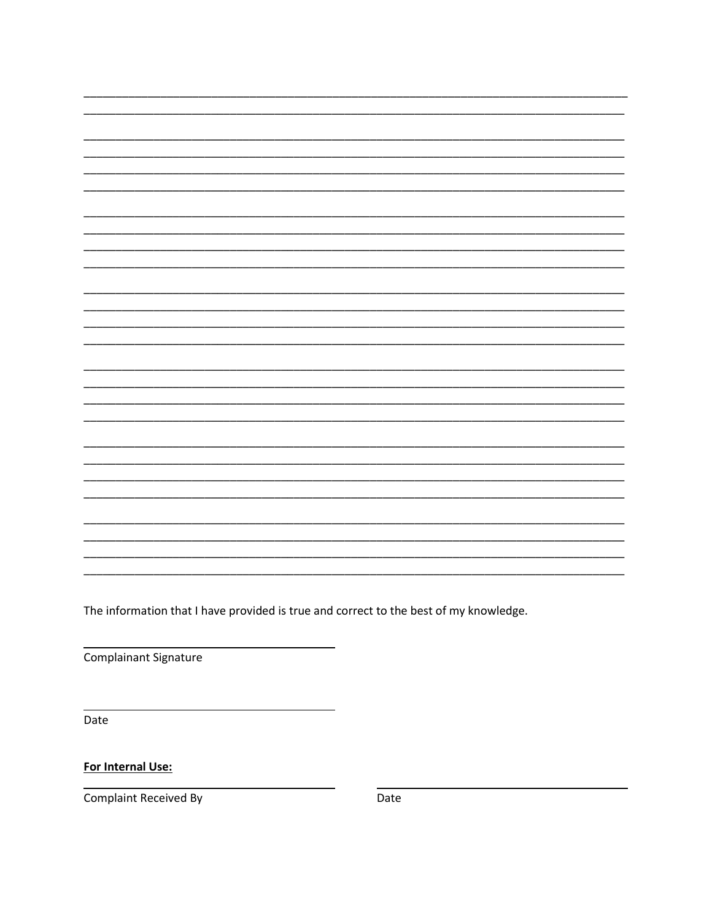\_\_\_\_\_\_\_\_\_\_\_\_\_\_\_\_\_\_\_\_\_\_\_\_\_\_\_\_\_\_\_\_\_\_\_\_\_\_\_\_\_\_\_\_\_\_\_\_\_\_\_\_\_\_\_\_\_\_\_\_\_\_\_\_\_\_\_\_\_\_\_\_\_\_\_\_\_\_

\_\_\_\_\_\_\_\_\_\_\_\_\_\_\_\_\_\_\_\_\_\_\_\_\_\_\_\_\_\_\_\_\_\_\_\_\_\_\_\_\_\_\_\_\_\_\_\_\_\_\_\_\_\_\_\_\_\_\_\_\_\_\_\_\_\_\_\_\_\_\_\_\_\_\_\_\_\_

\_\_\_\_\_\_\_\_\_\_\_\_\_\_\_\_\_\_\_\_\_\_\_\_\_\_\_\_\_\_\_\_\_\_\_\_\_\_\_\_\_\_\_\_\_\_\_\_\_\_\_\_\_\_\_\_\_\_\_\_\_\_\_\_\_\_\_\_\_\_\_\_\_\_\_\_\_\_

\_\_\_\_\_\_\_\_\_\_\_\_\_\_\_\_\_\_\_\_\_\_\_\_\_\_\_\_\_\_\_\_\_\_\_\_\_\_\_\_\_\_\_\_\_\_\_\_\_\_\_\_\_\_\_\_\_\_\_\_\_\_\_\_\_\_\_\_\_\_\_\_\_\_\_\_\_\_

\_\_\_\_\_\_\_\_\_\_\_\_\_\_\_\_\_\_\_\_\_\_\_\_\_\_\_\_\_\_\_\_\_\_\_\_\_\_\_\_\_\_\_\_\_\_\_\_\_\_\_\_\_\_\_\_\_\_\_\_\_\_\_\_\_\_\_\_\_\_\_\_\_\_\_\_\_\_

\_\_\_\_\_\_\_\_\_\_\_\_\_\_\_\_\_\_\_\_\_\_\_\_\_\_\_\_\_\_\_\_\_\_\_\_\_\_\_\_\_\_\_\_\_\_\_\_\_\_\_\_\_\_\_\_\_\_\_\_\_\_\_\_\_\_\_\_\_\_\_\_\_\_\_\_\_\_

The information that I have provided is true and correct to the best of my knowledge.

\_\_\_\_\_\_\_\_\_\_\_\_\_\_\_\_\_\_\_\_\_\_\_\_\_\_\_\_\_\_\_\_\_\_\_\_\_\_\_\_

Complainant Signature

\_\_\_\_\_\_\_\_\_\_\_\_\_\_\_\_\_\_\_\_\_\_\_\_\_\_\_\_\_\_\_\_\_\_\_\_\_\_\_\_

Date

**For Internal Use:**

| | |
|---|---|
| \_\_\_\_\_\_\_\_\_\_\_\_\_\_\_\_\_\_\_\_\_\_\_\_\_\_\_\_\_\_\_\_ | \_\_\_\_\_\_\_\_\_\_\_\_\_\_\_\_\_\_\_\_\_\_\_\_\_\_\_\_\_\_\_\_ |
| Complaint Received By | Date |